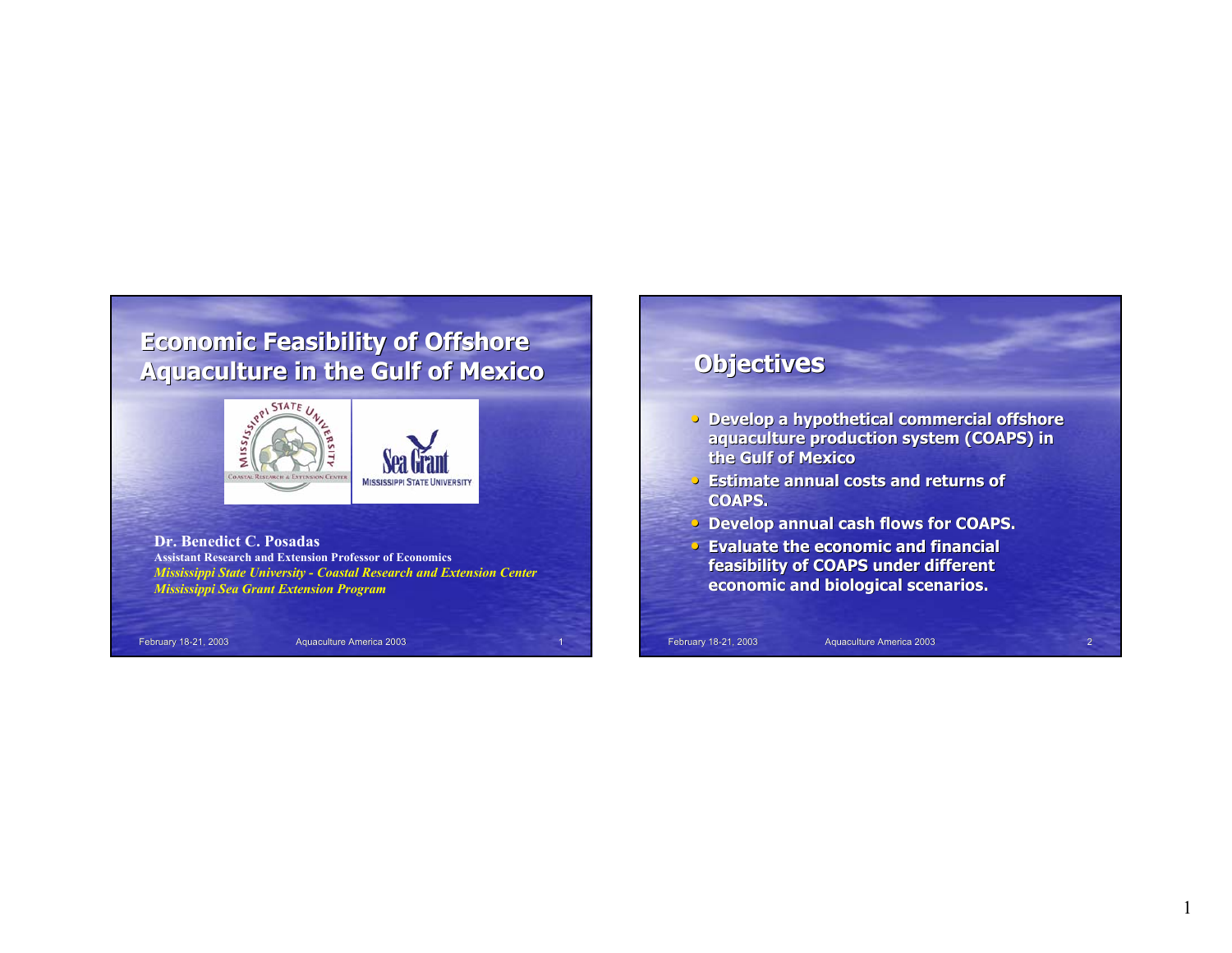# Economic Feasibility of Offshore Aquaculture in the Gulf of Mexico

**Dr. Benedict C. Posadas**
**Assistant Research and Extension Professor of Economics**
*Mississippi State University - Coastal Research and Extension Center*
*Mississippi Sea Grant Extension Program*

## Objectives

- Develop a hypothetical commercial offshore aquaculture production system (COAPS) in the Gulf of Mexico
- Estimate annual costs and returns of COAPS.
- Develop annual cash flows for COAPS.
- Evaluate the economic and financial feasibility of COAPS under different economic and biological scenarios.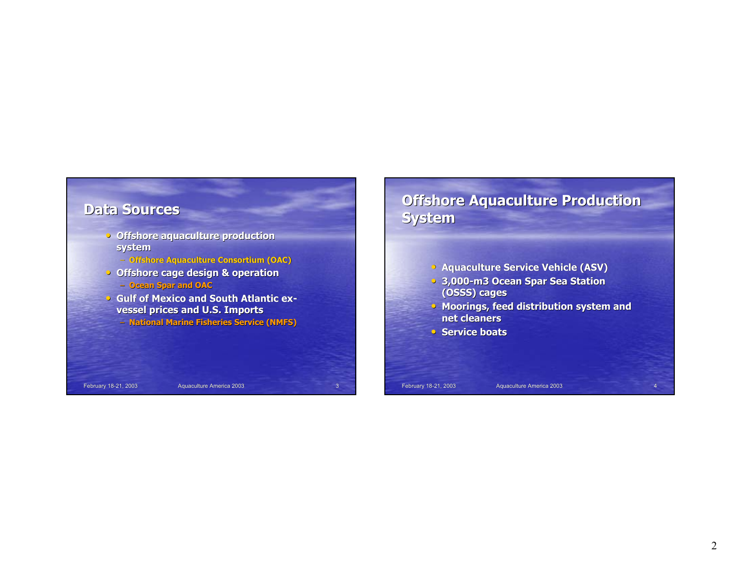## Data Sources

- Offshore aquaculture production system
  - Offshore Aquaculture Consortium (OAC)
- Offshore cage design & operation
  - Ocean Spar and OAC
- Gulf of Mexico and South Atlantic ex-vessel prices and U.S. Imports
  - National Marine Fisheries Service (NMFS)

## Offshore Aquaculture Production System

- Aquaculture Service Vehicle (ASV)
- 3,000-m3 Ocean Spar Sea Station (OSSS) cages
- Moorings, feed distribution system and net cleaners
- Service boats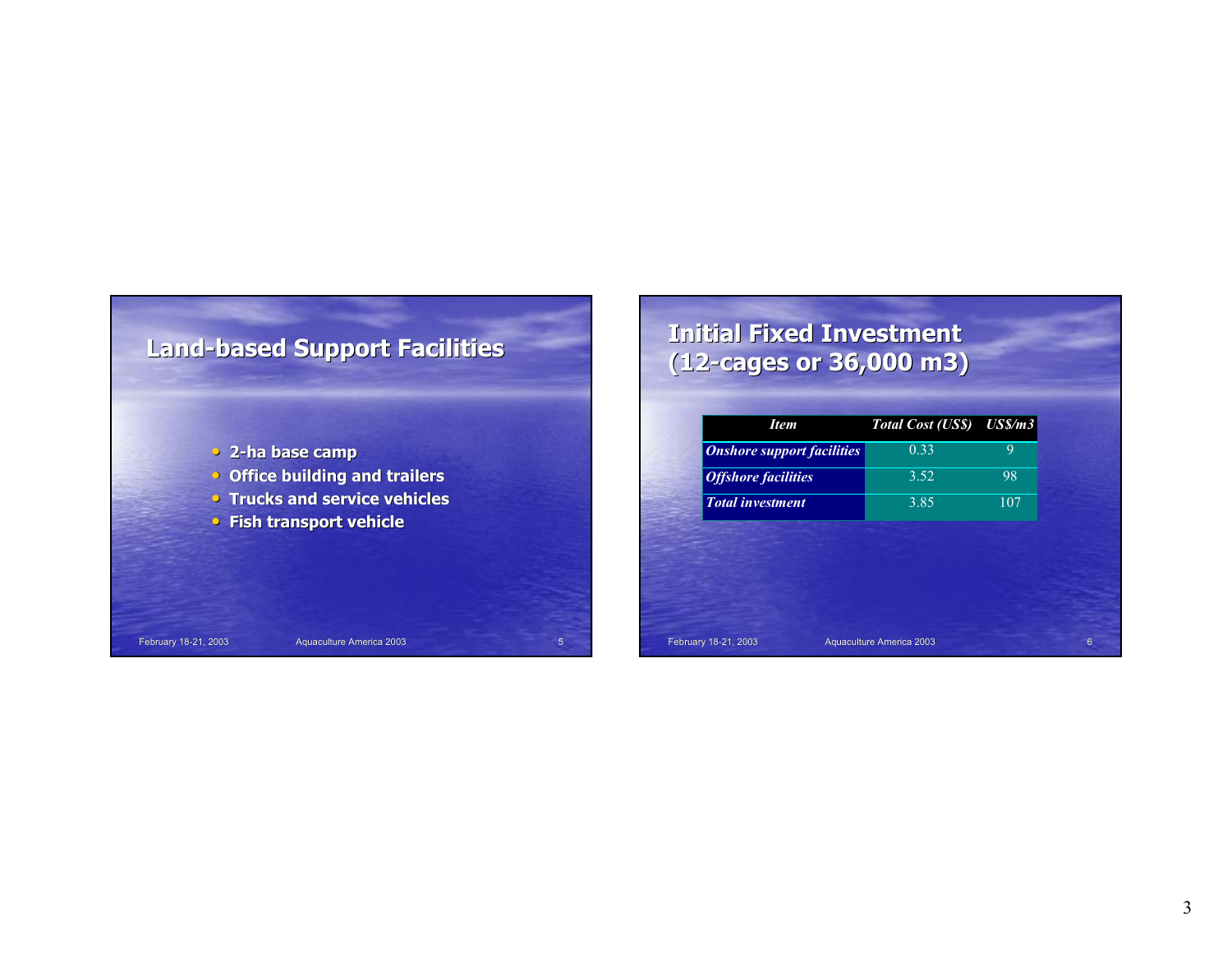## Land-based Support Facilities

- 2-ha base camp
- Office building and trailers
- Trucks and service vehicles
- Fish transport vehicle

## Initial Fixed Investment (12-cages or 36,000 m3)

| *Item* | *Total Cost (US$)* | *US$/m3* |
|---|---|---|
| *Onshore support facilities* | 0.33 | 9 |
| *Offshore facilities* | 3.52 | 98 |
| *Total investment* | 3.85 | 107 |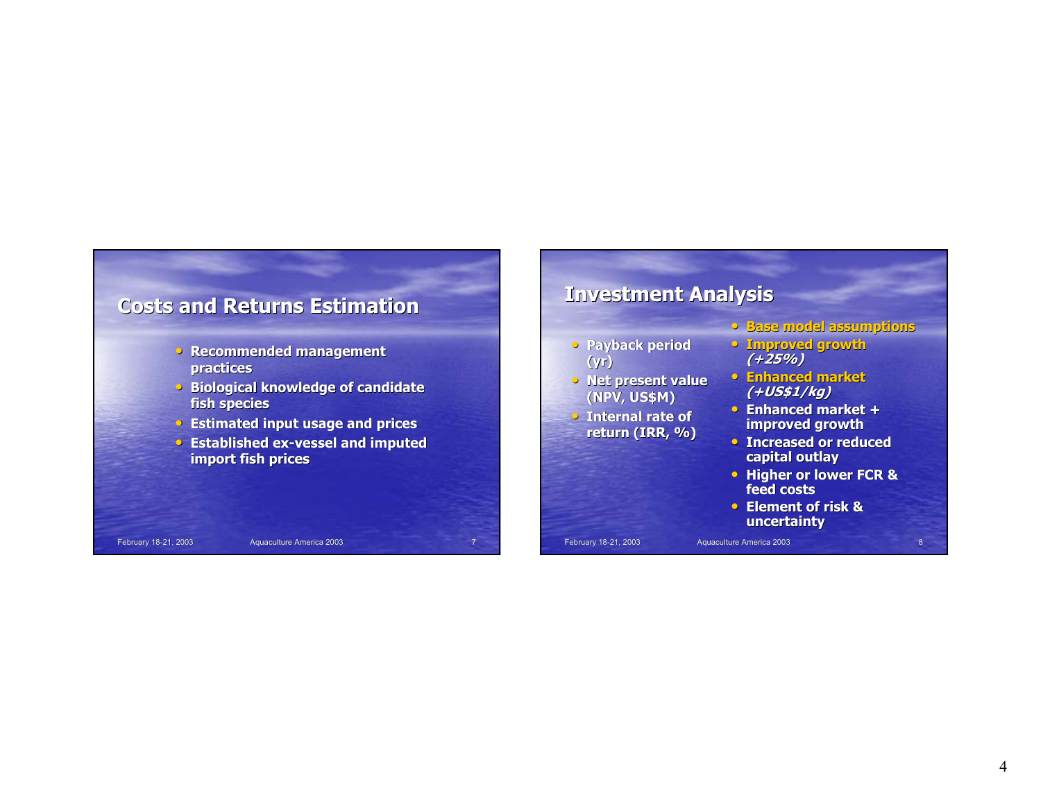## Costs and Returns Estimation

- Recommended management practices
- Biological knowledge of candidate fish species
- Estimated input usage and prices
- Established ex-vessel and imputed import fish prices

## Investment Analysis

- Payback period (yr)
- Net present value (NPV, US$M)
- Internal rate of return (IRR, %)

- Base model assumptions
- Improved growth *(+25%)*
- Enhanced market *(+US$1/kg)*
- Enhanced market + improved growth
- Increased or reduced capital outlay
- Higher or lower FCR & feed costs
- Element of risk & uncertainty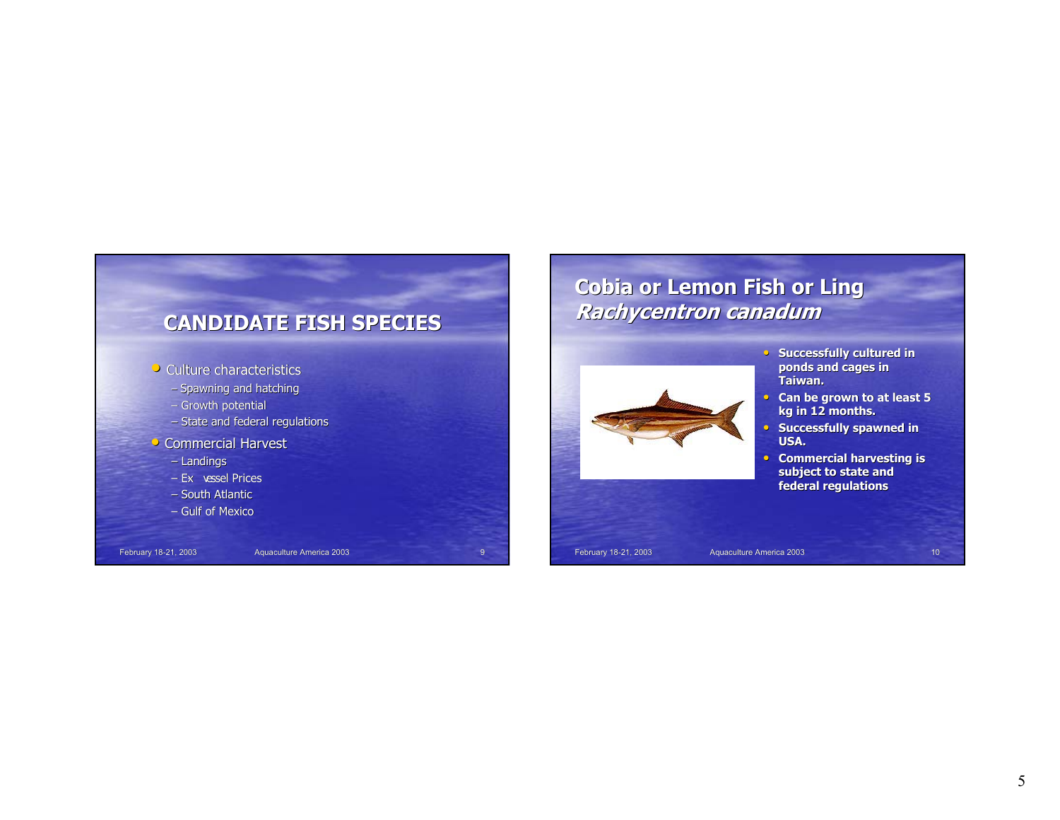## CANDIDATE FISH SPECIES

- Culture characteristics
  - Spawning and hatching
  - Growth potential
  - State and federal regulations
- Commercial Harvest
  - Landings
  - Ex vessel Prices
  - South Atlantic
  - Gulf of Mexico

## Cobia or Lemon Fish or Ling *Rachycentron canadum*

- **Successfully cultured in ponds and cages in Taiwan.**
- **Can be grown to at least 5 kg in 12 months.**
- **Successfully spawned in USA.**
- **Commercial harvesting is subject to state and federal regulations**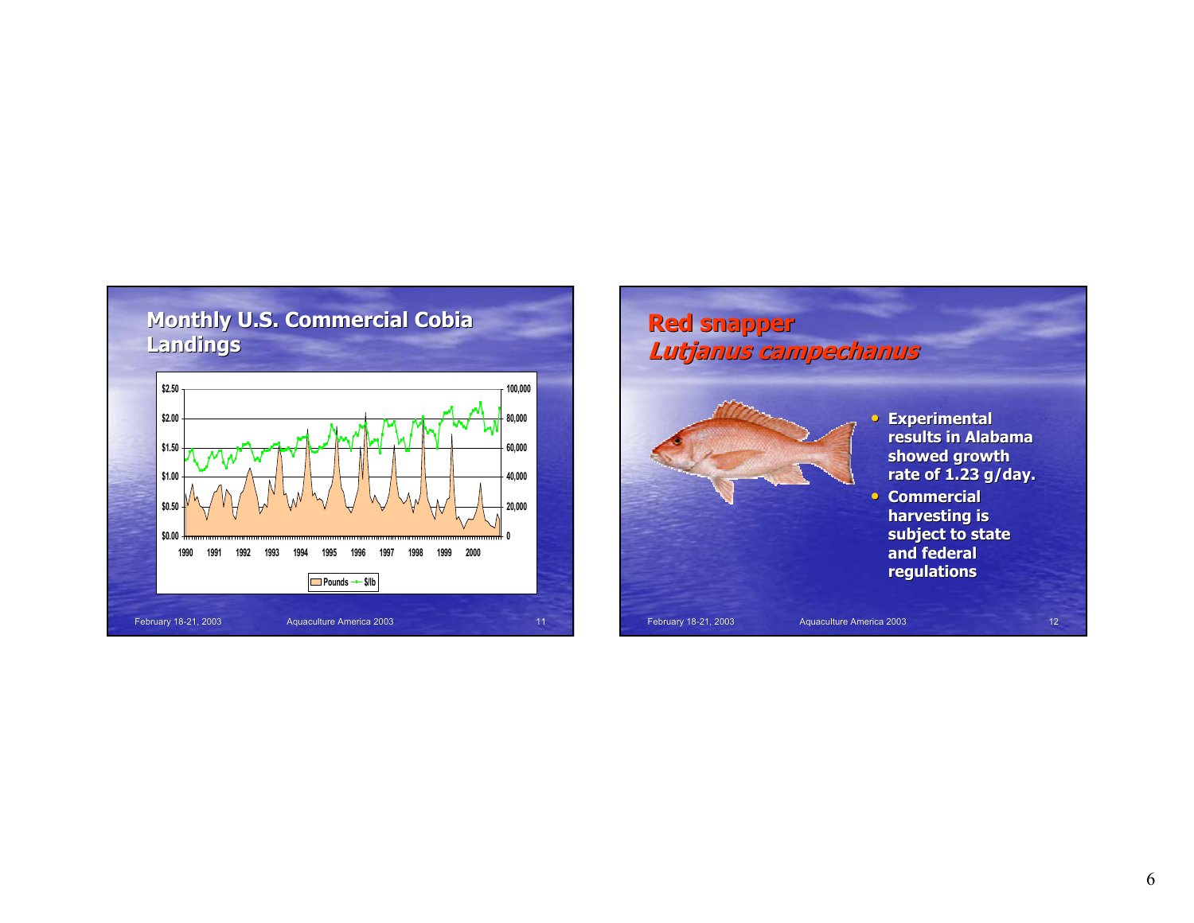## Monthly U.S. Commercial Cobia Landings

$2.50 · $2.00 · $1.50 · $1.00 · $0.50 · $0.00

100,000 · 80,000 · 60,000 · 40,000 · 20,000 · 0

1990 · 1991 · 1992 · 1993 · 1994 · 1995 · 1996 · 1997 · 1998 · 1999 · 2000

Pounds · $/lb

## Red snapper
### *Lutjanus campechanus*

- Experimental results in Alabama showed growth rate of 1.23 g/day.
- Commercial harvesting is subject to state and federal regulations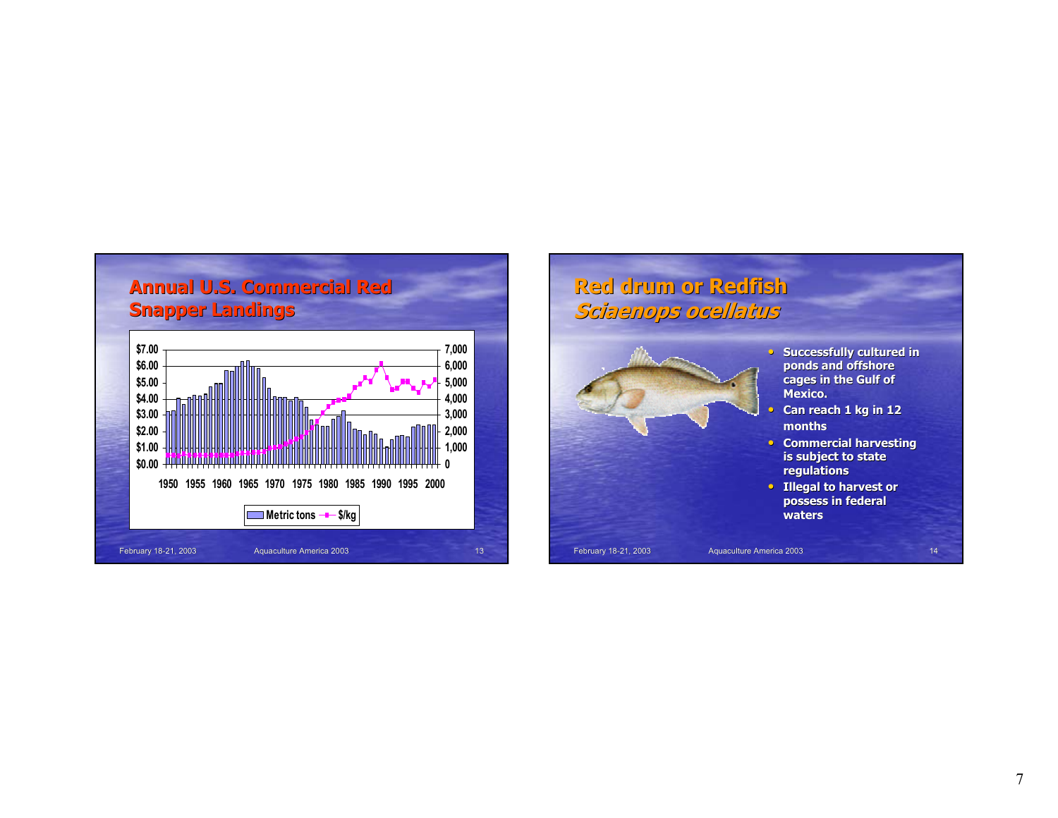## Annual U.S. Commercial Red Snapper Landings

Metric tons — $/kg

February 18-21, 2003 Aquaculture America 2003 13

## Red drum or Redfish
### *Sciaenops ocellatus*

- Successfully cultured in ponds and offshore cages in the Gulf of Mexico.
- Can reach 1 kg in 12 months
- Commercial harvesting is subject to state regulations
- Illegal to harvest or possess in federal waters

February 18-21, 2003 Aquaculture America 2003 14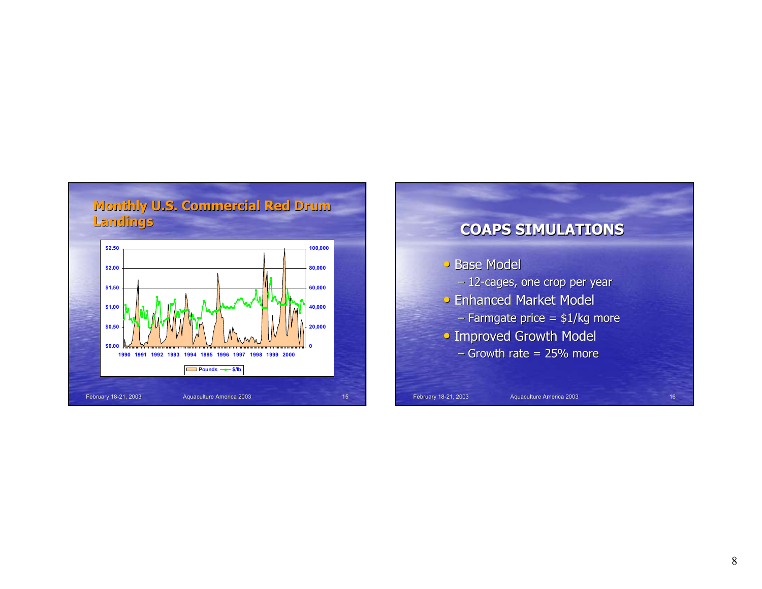## Monthly U.S. Commercial Red Drum Landings

## COAPS SIMULATIONS

- Base Model
  - 12-cages, one crop per year
- Enhanced Market Model
  - Farmgate price = $1/kg more
- Improved Growth Model
  - Growth rate = 25% more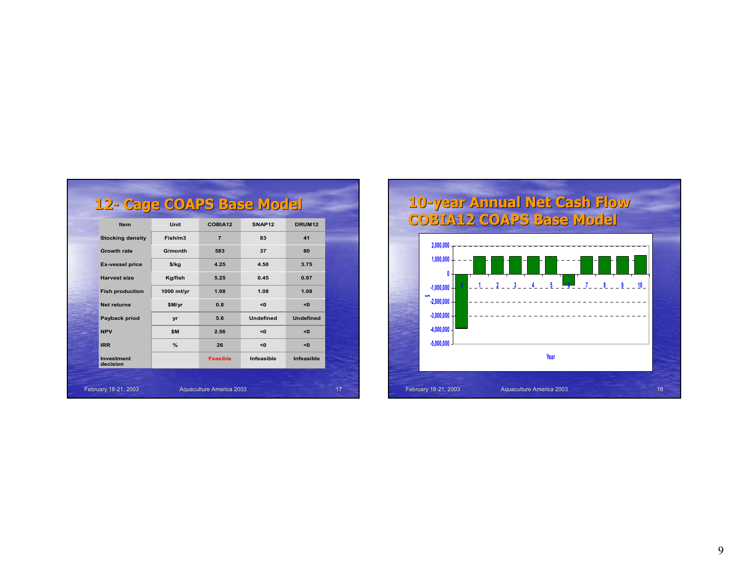## 12- Cage COAPS Base Model

| Item | Unit | COBIA12 | SNAP12 | DRUM12 |
|---|---|---|---|---|
| Stocking density | Fish/m3 | 7 | 83 | 41 |
| Growth rate | G/month | 583 | 37 | 80 |
| Ex-vessel price | $/kg | 4.25 | 4.50 | 3.75 |
| Harvest size | Kg/fish | 5.25 | 0.45 | 0.97 |
| Fish production | 1000 mt/yr | 1.08 | 1.08 | 1.08 |
| Net returns | $M/yr | 0.8 | <0 | <0 |
| Payback priod | yr | 5.6 | Undefined | Undefined |
| NPV | $M | 2.56 | <0 | <0 |
| IRR | % | 26 | <0 | <0 |
| Investment decision | | Feasible | Infeasible | Infeasible |

## 10-year Annual Net Cash Flow COBIA12 COAPS Base Model

Year | $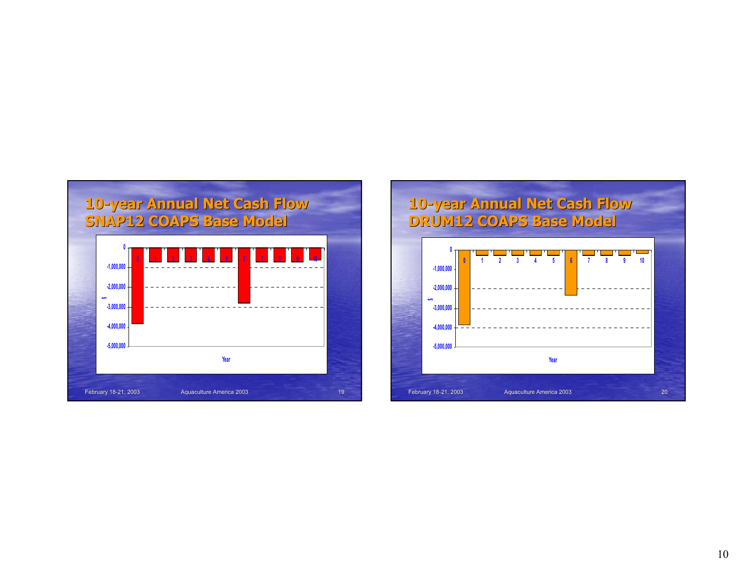## 10-year Annual Net Cash Flow
## SNAP12 COAPS Base Model

$ (y-axis): 0, -1,000,000, -2,000,000, -3,000,000, -4,000,000, -5,000,000

Year (x-axis): 0, 1, 2, 3, 4, 5, 6, 7, 8, 9, 10

February 18-21, 2003 — Aquaculture America 2003 — 19

## 10-year Annual Net Cash Flow
## DRUM12 COAPS Base Model

$ (y-axis): 0, -1,000,000, -2,000,000, -3,000,000, -4,000,000, -5,000,000

Year (x-axis): 0, 1, 2, 3, 4, 5, 6, 7, 8, 9, 10

February 18-21, 2003 — Aquaculture America 2003 — 20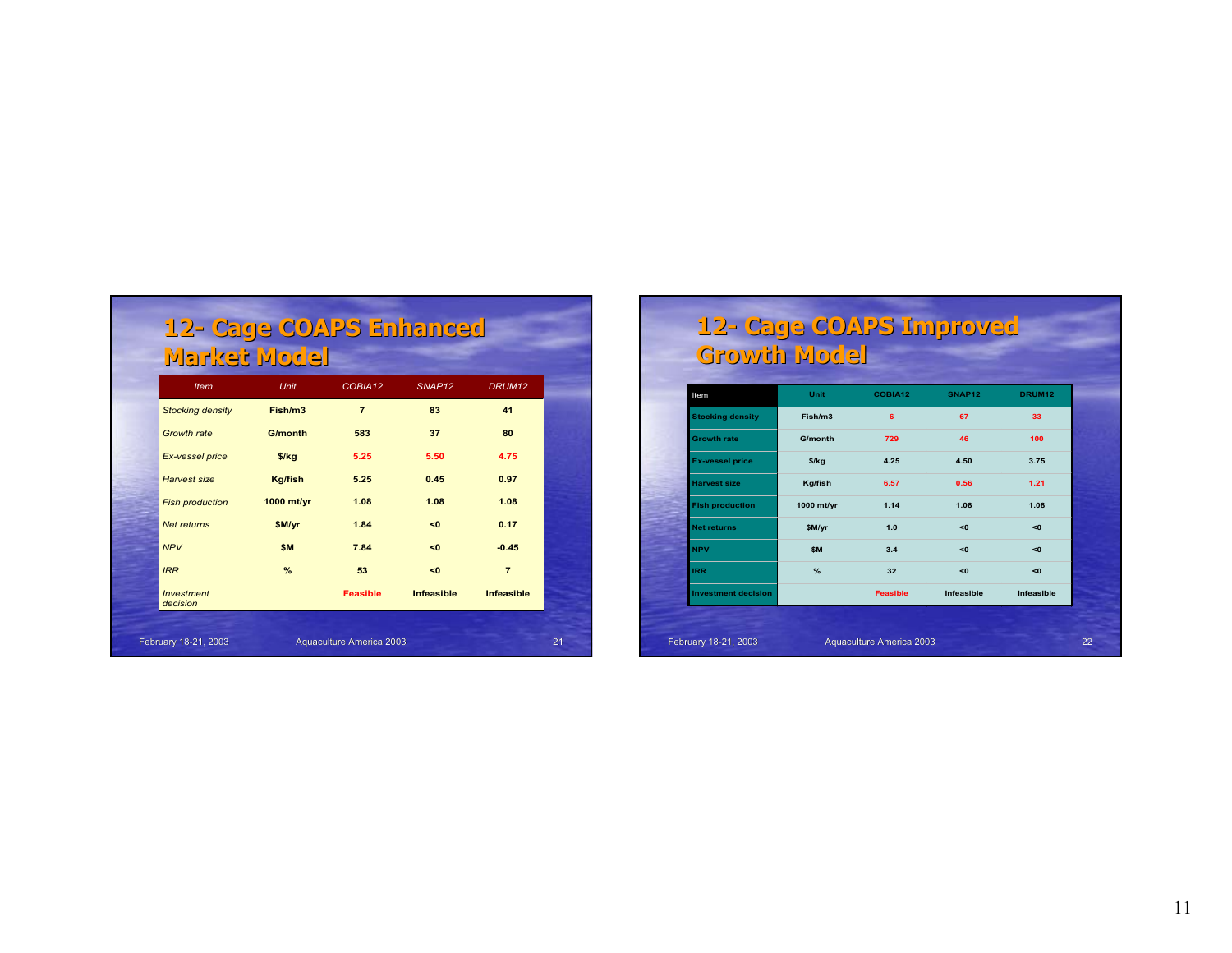## 12- Cage COAPS Enhanced Market Model

| Item | Unit | COBIA12 | SNAP12 | DRUM12 |
|---|---|---|---|---|
| Stocking density | Fish/m3 | 7 | 83 | 41 |
| Growth rate | G/month | 583 | 37 | 80 |
| Ex-vessel price | $/kg | 5.25 | 5.50 | 4.75 |
| Harvest size | Kg/fish | 5.25 | 0.45 | 0.97 |
| Fish production | 1000 mt/yr | 1.08 | 1.08 | 1.08 |
| Net returns | $M/yr | 1.84 | <0 | 0.17 |
| NPV | $M | 7.84 | <0 | -0.45 |
| IRR | % | 53 | <0 | 7 |
| Investment decision | | Feasible | Infeasible | Infeasible |

## 12- Cage COAPS Improved Growth Model

| Item | Unit | COBIA12 | SNAP12 | DRUM12 |
|---|---|---|---|---|
| Stocking density | Fish/m3 | 6 | 67 | 33 |
| Growth rate | G/month | 729 | 46 | 100 |
| Ex-vessel price | $/kg | 4.25 | 4.50 | 3.75 |
| Harvest size | Kg/fish | 6.57 | 0.56 | 1.21 |
| Fish production | 1000 mt/yr | 1.14 | 1.08 | 1.08 |
| Net returns | $M/yr | 1.0 | <0 | <0 |
| NPV | $M | 3.4 | <0 | <0 |
| IRR | % | 32 | <0 | <0 |
| Investment decision | | Feasible | Infeasible | Infeasible |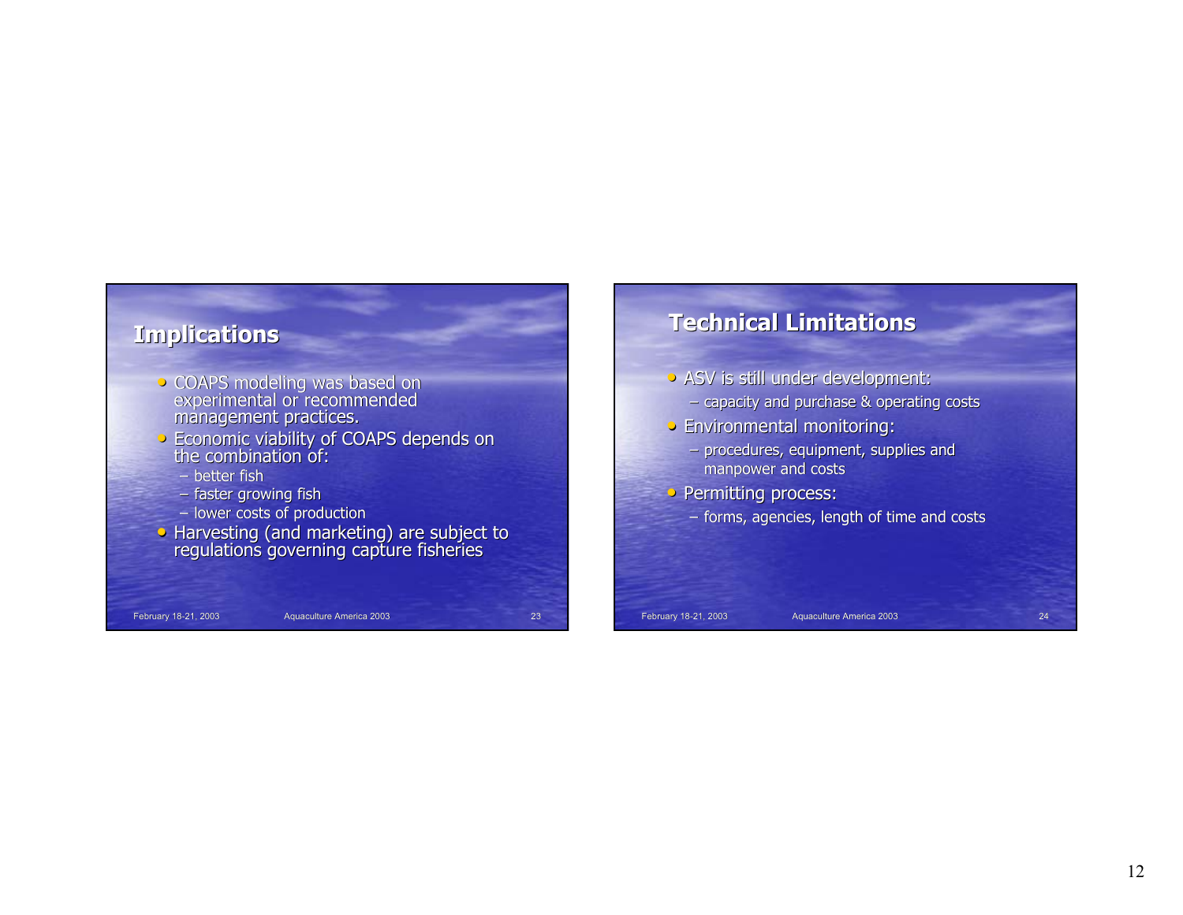## Implications

- COAPS modeling was based on experimental or recommended management practices.
- Economic viability of COAPS depends on the combination of:
  - better fish
  - faster growing fish
  - lower costs of production
- Harvesting (and marketing) are subject to regulations governing capture fisheries

## Technical Limitations

- ASV is still under development:
  - capacity and purchase & operating costs
- Environmental monitoring:
  - procedures, equipment, supplies and manpower and costs
- Permitting process:
  - forms, agencies, length of time and costs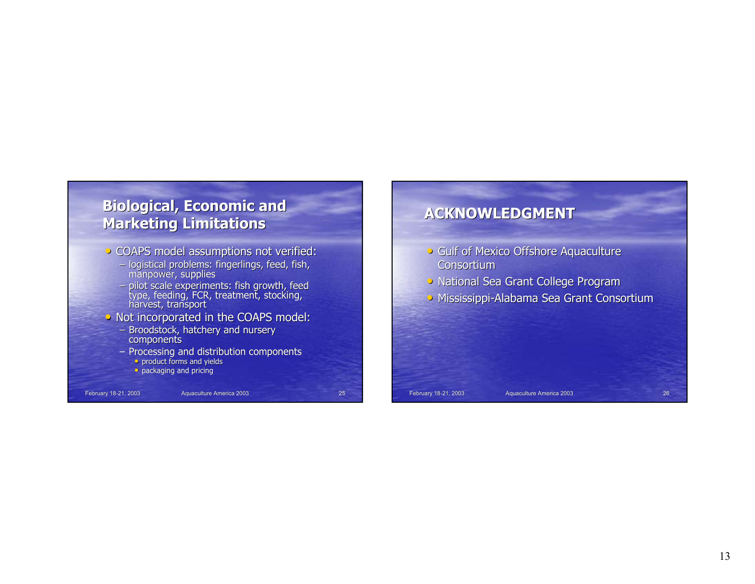## Biological, Economic and Marketing Limitations

- COAPS model assumptions not verified:
  - logistical problems: fingerlings, feed, fish, manpower, supplies
  - pilot scale experiments: fish growth, feed type, feeding, FCR, treatment, stocking, harvest, transport
- Not incorporated in the COAPS model:
  - Broodstock, hatchery and nursery components
  - Processing and distribution components
    - product forms and yields
    - packaging and pricing

## ACKNOWLEDGMENT

- Gulf of Mexico Offshore Aquaculture Consortium
- National Sea Grant College Program
- Mississippi-Alabama Sea Grant Consortium